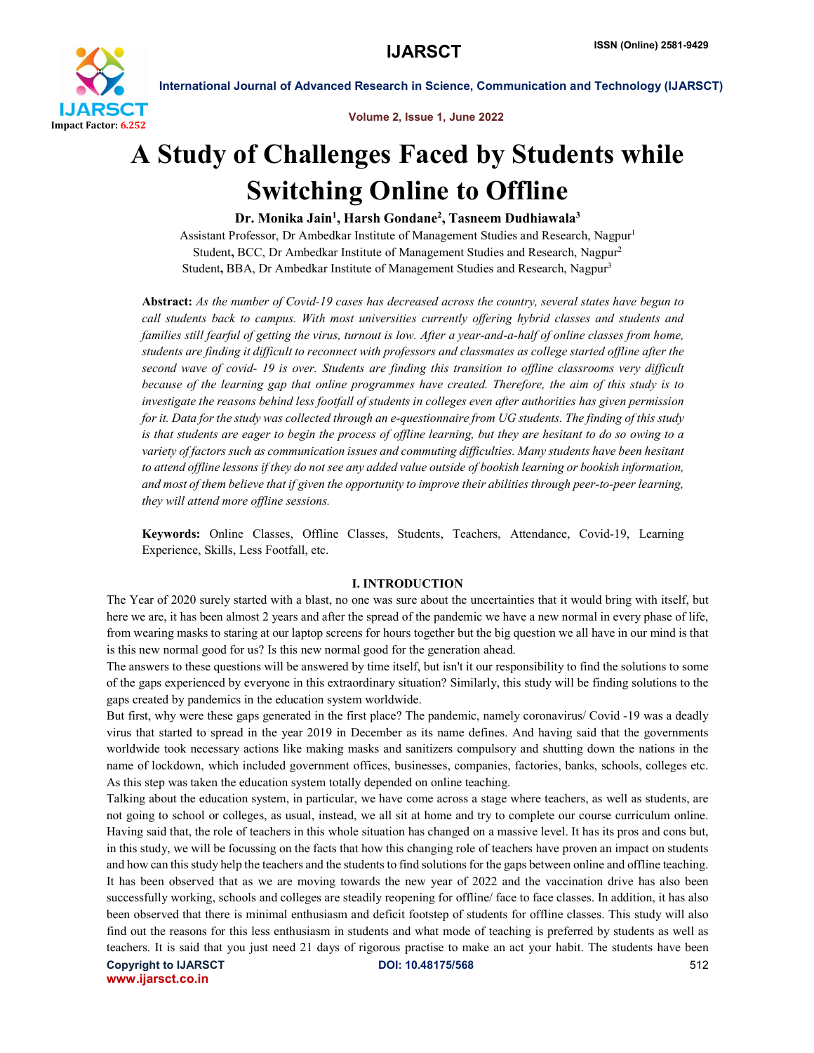# A Study of Challenges Faced by Students while Switching Online to Offline

**Dr. Monika Jain[1], Harsh Gondane[2], Tasneem Dudhiawala[3]**

Assistant Professor, Dr Ambedkar Institute of Management Studies and Research, Nagpur[1]

Student, BCC, Dr Ambedkar Institute of Management Studies and Research, Nagpur[2]

Student, BBA, Dr Ambedkar Institute of Management Studies and Research, Nagpur[3]

**Abstract:** *As the number of Covid-19 cases has decreased across the country, several states have begun to call students back to campus. With most universities currently offering hybrid classes and students and families still fearful of getting the virus, turnout is low. After a year-and-a-half of online classes from home, students are finding it difficult to reconnect with professors and classmates as college started offline after the second wave of covid- 19 is over. Students are finding this transition to offline classrooms very difficult because of the learning gap that online programmes have created. Therefore, the aim of this study is to investigate the reasons behind less footfall of students in colleges even after authorities has given permission for it. Data for the study was collected through an e-questionnaire from UG students. The finding of this study is that students are eager to begin the process of offline learning, but they are hesitant to do so owing to a variety of factors such as communication issues and commuting difficulties. Many students have been hesitant to attend offline lessons if they do not see any added value outside of bookish learning or bookish information, and most of them believe that if given the opportunity to improve their abilities through peer-to-peer learning, they will attend more offline sessions.*

**Keywords:** Online Classes, Offline Classes, Students, Teachers, Attendance, Covid-19, Learning Experience, Skills, Less Footfall, etc.

## I. INTRODUCTION

The Year of 2020 surely started with a blast, no one was sure about the uncertainties that it would bring with itself, but here we are, it has been almost 2 years and after the spread of the pandemic we have a new normal in every phase of life, from wearing masks to staring at our laptop screens for hours together but the big question we all have in our mind is that is this new normal good for us? Is this new normal good for the generation ahead.

The answers to these questions will be answered by time itself, but isn't it our responsibility to find the solutions to some of the gaps experienced by everyone in this extraordinary situation? Similarly, this study will be finding solutions to the gaps created by pandemics in the education system worldwide.

But first, why were these gaps generated in the first place? The pandemic, namely coronavirus/ Covid -19 was a deadly virus that started to spread in the year 2019 in December as its name defines. And having said that the governments worldwide took necessary actions like making masks and sanitizers compulsory and shutting down the nations in the name of lockdown, which included government offices, businesses, companies, factories, banks, schools, colleges etc. As this step was taken the education system totally depended on online teaching.

Talking about the education system, in particular, we have come across a stage where teachers, as well as students, are not going to school or colleges, as usual, instead, we all sit at home and try to complete our course curriculum online. Having said that, the role of teachers in this whole situation has changed on a massive level. It has its pros and cons but, in this study, we will be focussing on the facts that how this changing role of teachers have proven an impact on students and how can this study help the teachers and the students to find solutions for the gaps between online and offline teaching.

It has been observed that as we are moving towards the new year of 2022 and the vaccination drive has also been successfully working, schools and colleges are steadily reopening for offline/ face to face classes. In addition, it has also been observed that there is minimal enthusiasm and deficit footstep of students for offline classes. This study will also find out the reasons for this less enthusiasm in students and what mode of teaching is preferred by students as well as teachers. It is said that you just need 21 days of rigorous practise to make an act your habit. The students have been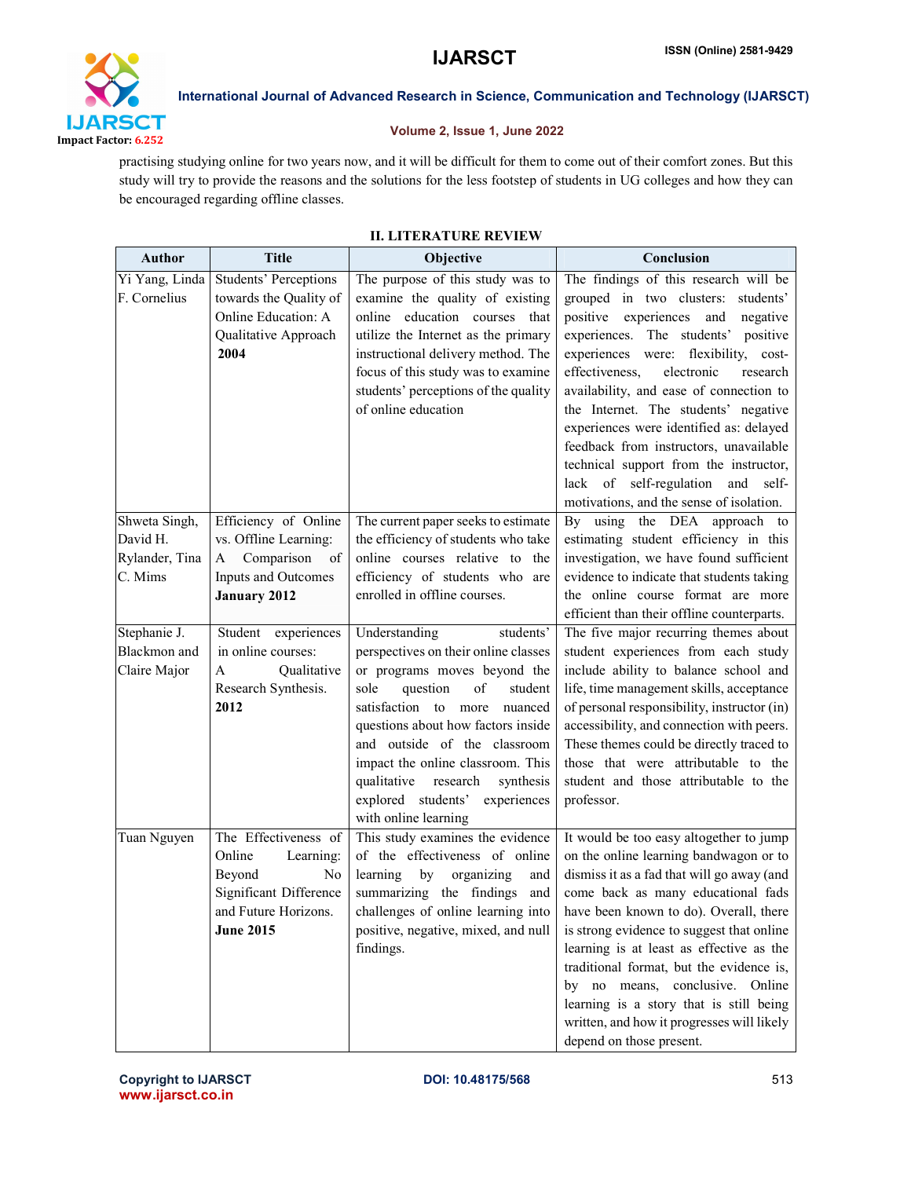practising studying online for two years now, and it will be difficult for them to come out of their comfort zones. But this study will try to provide the reasons and the solutions for the less footstep of students in UG colleges and how they can be encouraged regarding offline classes.

## II. LITERATURE REVIEW

| Author | Title | Objective | Conclusion |
|---|---|---|---|
| Yi Yang, Linda F. Cornelius | Students' Perceptions towards the Quality of Online Education: A Qualitative Approach **2004** | The purpose of this study was to examine the quality of existing online education courses that utilize the Internet as the primary instructional delivery method. The focus of this study was to examine students' perceptions of the quality of online education | The findings of this research will be grouped in two clusters: students' positive experiences and negative experiences. The students' positive experiences were: flexibility, cost-effectiveness, electronic research availability, and ease of connection to the Internet. The students' negative experiences were identified as: delayed feedback from instructors, unavailable technical support from the instructor, lack of self-regulation and self-motivations, and the sense of isolation. |
| Shweta Singh, David H. Rylander, Tina C. Mims | Efficiency of Online vs. Offline Learning: A Comparison of Inputs and Outcomes **January 2012** | The current paper seeks to estimate the efficiency of students who take online courses relative to the efficiency of students who are enrolled in offline courses. | By using the DEA approach to estimating student efficiency in this investigation, we have found sufficient evidence to indicate that students taking the online course format are more efficient than their offline counterparts. |
| Stephanie J. Blackmon and Claire Major | Student experiences in online courses: A Qualitative Research Synthesis. **2012** | Understanding students' perspectives on their online classes or programs moves beyond the sole question of student satisfaction to more nuanced questions about how factors inside and outside of the classroom impact the online classroom. This qualitative research synthesis explored students' experiences with online learning | The five major recurring themes about student experiences from each study include ability to balance school and life, time management skills, acceptance of personal responsibility, instructor (in) accessibility, and connection with peers. These themes could be directly traced to those that were attributable to the student and those attributable to the professor. |
| Tuan Nguyen | The Effectiveness of Online Learning: Beyond No Significant Difference and Future Horizons. **June 2015** | This study examines the evidence of the effectiveness of online learning by organizing and summarizing the findings and challenges of online learning into positive, negative, mixed, and null findings. | It would be too easy altogether to jump on the online learning bandwagon or to dismiss it as a fad that will go away (and come back as many educational fads have been known to do). Overall, there is strong evidence to suggest that online learning is at least as effective as the traditional format, but the evidence is, by no means, conclusive. Online learning is a story that is still being written, and how it progresses will likely depend on those present. |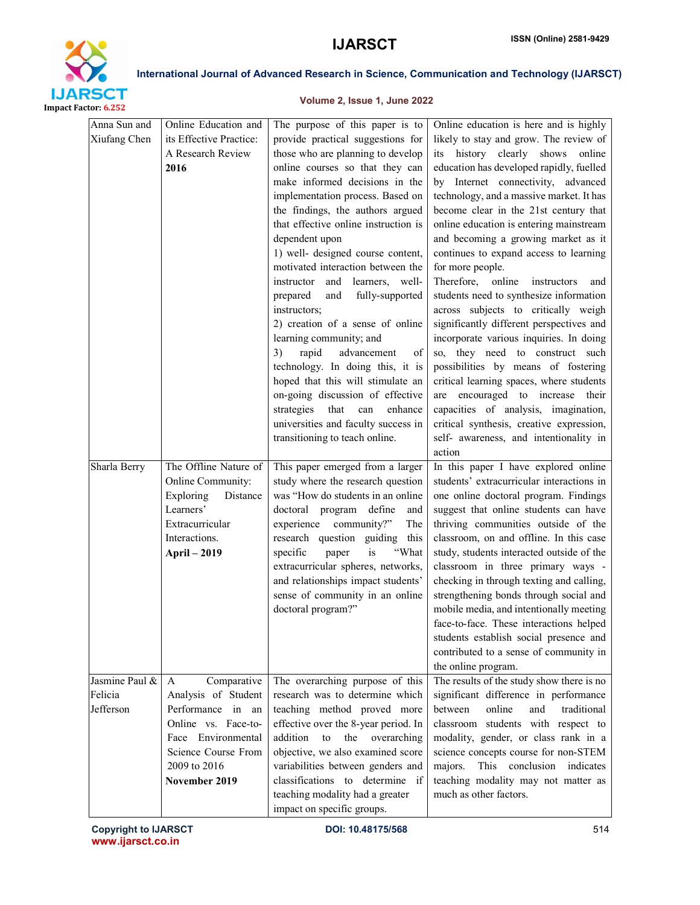| Anna Sun and Xiufang Chen | Online Education and its Effective Practice: A Research Review **2016** | The purpose of this paper is to provide practical suggestions for those who are planning to develop online courses so that they can make informed decisions in the implementation process. Based on the findings, the authors argued that effective online instruction is dependent upon 1) well- designed course content, motivated interaction between the instructor and learners, well-prepared and fully-supported instructors; 2) creation of a sense of online learning community; and 3) rapid advancement of technology. In doing this, it is hoped that this will stimulate an on-going discussion of effective strategies that can enhance universities and faculty success in transitioning to teach online. | Online education is here and is highly likely to stay and grow. The review of its history clearly shows online education has developed rapidly, fuelled by Internet connectivity, advanced technology, and a massive market. It has become clear in the 21st century that online education is entering mainstream and becoming a growing market as it continues to expand access to learning for more people. Therefore, online instructors and students need to synthesize information across subjects to critically weigh significantly different perspectives and incorporate various inquiries. In doing so, they need to construct such possibilities by means of fostering critical learning spaces, where students are encouraged to increase their capacities of analysis, imagination, critical synthesis, creative expression, self- awareness, and intentionality in action |
|---|---|---|---|
| Sharla Berry | The Offline Nature of Online Community: Exploring Distance Learners' Extracurricular Interactions. **April – 2019** | This paper emerged from a larger study where the research question was "How do students in an online doctoral program define and experience community?" The research question guiding this specific paper is "What extracurricular spheres, networks, and relationships impact students' sense of community in an online doctoral program?" | In this paper I have explored online students' extracurricular interactions in one online doctoral program. Findings suggest that online students can have thriving communities outside of the classroom, on and offline. In this case study, students interacted outside of the classroom in three primary ways - checking in through texting and calling, strengthening bonds through social and mobile media, and intentionally meeting face-to-face. These interactions helped students establish social presence and contributed to a sense of community in the online program. |
| Jasmine Paul & Felicia Jefferson | A Comparative Analysis of Student Performance in an Online vs. Face-to-Face Environmental Science Course From 2009 to 2016 **November 2019** | The overarching purpose of this research was to determine which teaching method proved more effective over the 8-year period. In addition to the overarching objective, we also examined score variabilities between genders and classifications to determine if teaching modality had a greater impact on specific groups. | The results of the study show there is no significant difference in performance between online and traditional classroom students with respect to modality, gender, or class rank in a science concepts course for non-STEM majors. This conclusion indicates teaching modality may not matter as much as other factors. |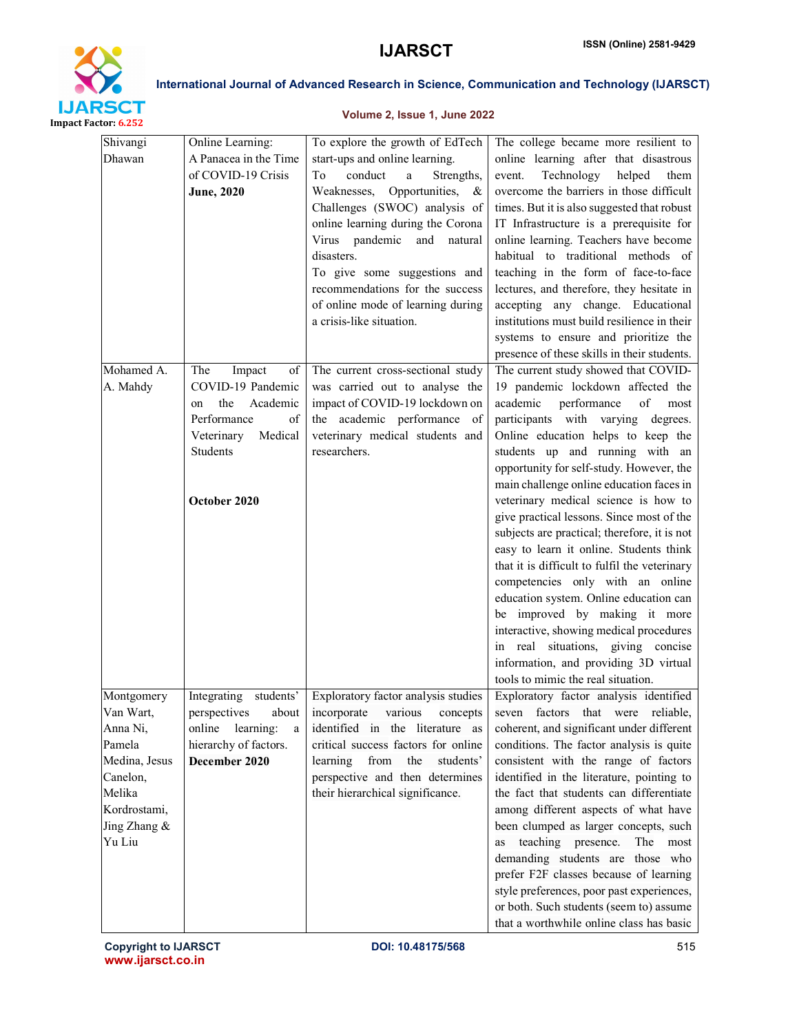| | | | |
|---|---|---|---|
| Shivangi Dhawan | Online Learning: A Panacea in the Time of COVID-19 Crisis **June, 2020** | To explore the growth of EdTech start-ups and online learning. To conduct a Strengths, Weaknesses, Opportunities, & Challenges (SWOC) analysis of online learning during the Corona Virus pandemic and natural disasters. To give some suggestions and recommendations for the success of online mode of learning during a crisis-like situation. | The college became more resilient to online learning after that disastrous event. Technology helped them overcome the barriers in those difficult times. But it is also suggested that robust IT Infrastructure is a prerequisite for online learning. Teachers have become habitual to traditional methods of teaching in the form of face-to-face lectures, and therefore, they hesitate in accepting any change. Educational institutions must build resilience in their systems to ensure and prioritize the presence of these skills in their students. |
| Mohamed A. A. Mahdy | The Impact of COVID-19 Pandemic on the Academic Performance of Veterinary Medical Students **October 2020** | The current cross-sectional study was carried out to analyse the impact of COVID-19 lockdown on the academic performance of veterinary medical students and researchers. | The current study showed that COVID-19 pandemic lockdown affected the academic performance of most participants with varying degrees. Online education helps to keep the students up and running with an opportunity for self-study. However, the main challenge online education faces in veterinary medical science is how to give practical lessons. Since most of the subjects are practical; therefore, it is not easy to learn it online. Students think that it is difficult to fulfil the veterinary competencies only with an online education system. Online education can be improved by making it more interactive, showing medical procedures in real situations, giving concise information, and providing 3D virtual tools to mimic the real situation. |
| Montgomery Van Wart, Anna Ni, Pamela Medina, Jesus Canelon, Melika Kordrostami, Jing Zhang & Yu Liu | Integrating students' perspectives about online learning: a hierarchy of factors. **December 2020** | Exploratory factor analysis studies incorporate various concepts identified in the literature as critical success factors for online learning from the students' perspective and then determines their hierarchical significance. | Exploratory factor analysis identified seven factors that were reliable, coherent, and significant under different conditions. The factor analysis is quite consistent with the range of factors identified in the literature, pointing to the fact that students can differentiate among different aspects of what have been clumped as larger concepts, such as teaching presence. The most demanding students are those who prefer F2F classes because of learning style preferences, poor past experiences, or both. Such students (seem to) assume that a worthwhile online class has basic |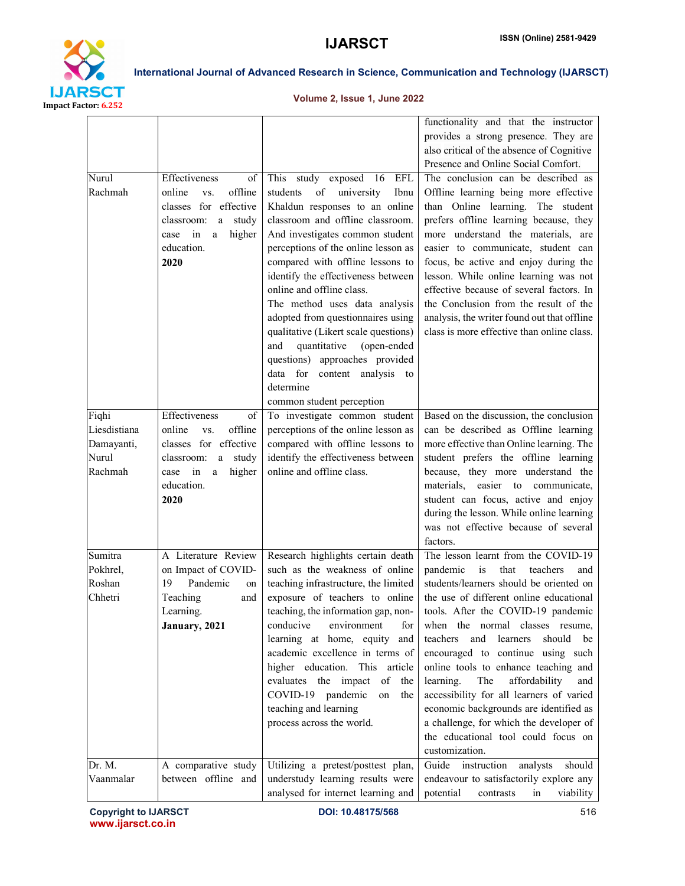|  |  |  | functionality and that the instructor provides a strong presence. They are also critical of the absence of Cognitive Presence and Online Social Comfort. |
|---|---|---|---|
| Nurul Rachmah | Effectiveness of online vs. offline classes for effective classroom: a study case in a higher education. **2020** | This study exposed 16 EFL students of university Ibnu Khaldun responses to an online classroom and offline classroom. And investigates common student perceptions of the online lesson as compared with offline lessons to identify the effectiveness between online and offline class. The method uses data analysis adopted from questionnaires using qualitative (Likert scale questions) and quantitative (open-ended questions) approaches provided data for content analysis to determine common student perception | The conclusion can be described as Offline learning being more effective than Online learning. The student prefers offline learning because, they more understand the materials, are easier to communicate, student can focus, be active and enjoy during the lesson. While online learning was not effective because of several factors. In the Conclusion from the result of the analysis, the writer found out that offline class is more effective than online class. |
| Fiqhi Liesdistiana Damayanti, Nurul Rachmah | Effectiveness of online vs. offline classes for effective classroom: a study case in a higher education. **2020** | To investigate common student perceptions of the online lesson as compared with offline lessons to identify the effectiveness between online and offline class. | Based on the discussion, the conclusion can be described as Offline learning more effective than Online learning. The student prefers the offline learning because, they more understand the materials, easier to communicate, student can focus, active and enjoy during the lesson. While online learning was not effective because of several factors. |
| Sumitra Pokhrel, Roshan Chhetri | A Literature Review on Impact of COVID-19 Pandemic on Teaching and Learning. **January, 2021** | Research highlights certain death such as the weakness of online teaching infrastructure, the limited exposure of teachers to online teaching, the information gap, non-conducive environment for learning at home, equity and academic excellence in terms of higher education. This article evaluates the impact of the COVID-19 pandemic on the teaching and learning process across the world. | The lesson learnt from the COVID-19 pandemic is that teachers and students/learners should be oriented on the use of different online educational tools. After the COVID-19 pandemic when the normal classes resume, teachers and learners should be encouraged to continue using such online tools to enhance teaching and learning. The affordability and accessibility for all learners of varied economic backgrounds are identified as a challenge, for which the developer of the educational tool could focus on customization. |
| Dr. M. Vaanmalar | A comparative study between offline and | Utilizing a pretest/posttest plan, understudy learning results were analysed for internet learning and | Guide instruction analysts should endeavour to satisfactorily explore any potential contrasts in viability |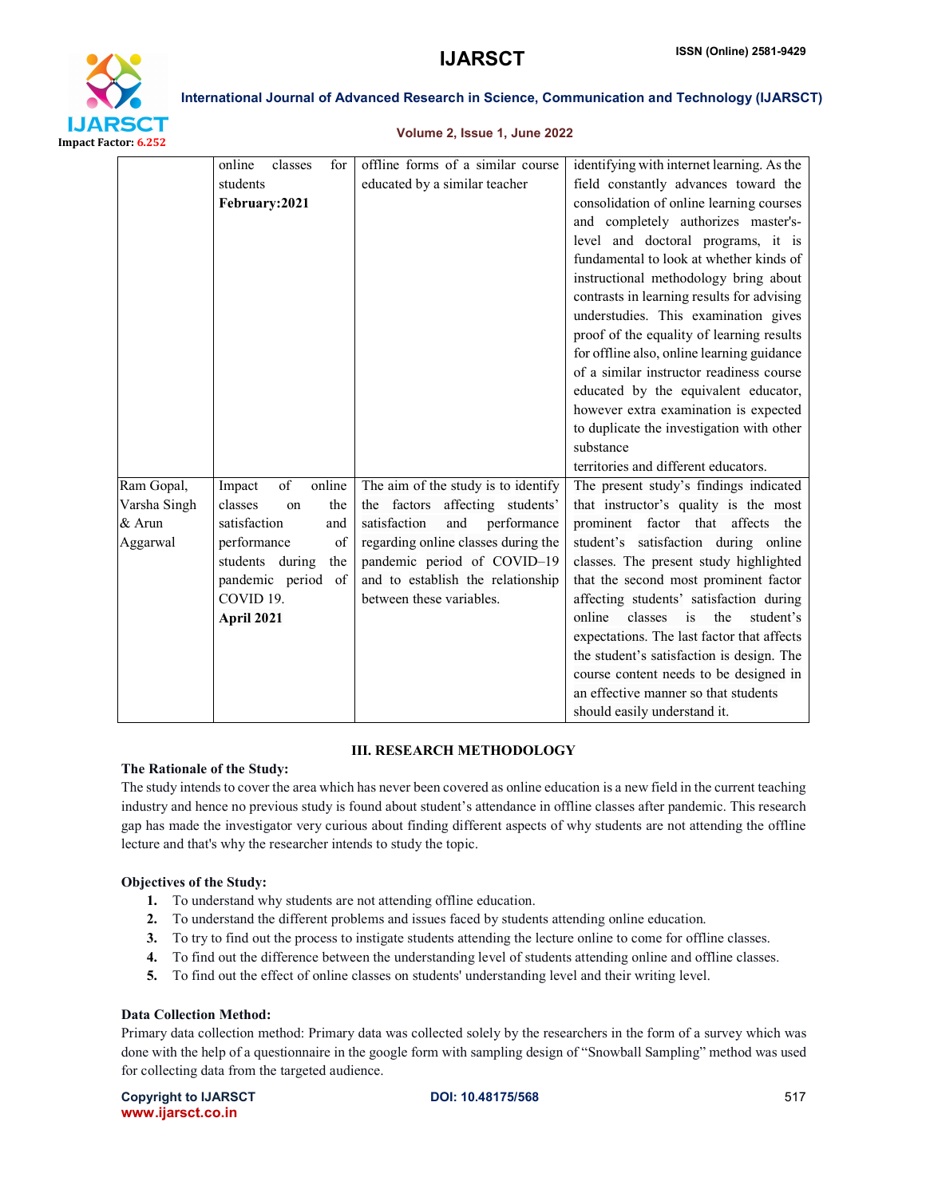| | online classes for students **February:2021** | offline forms of a similar course educated by a similar teacher | identifying with internet learning. As the field constantly advances toward the consolidation of online learning courses and completely authorizes master's-level and doctoral programs, it is fundamental to look at whether kinds of instructional methodology bring about contrasts in learning results for advising understudies. This examination gives proof of the equality of learning results for offline also, online learning guidance of a similar instructor readiness course educated by the equivalent educator, however extra examination is expected to duplicate the investigation with other substance territories and different educators. |
|---|---|---|---|
| Ram Gopal, Varsha Singh & Arun Aggarwal | Impact of online classes on the satisfaction and performance of students during the pandemic period of COVID 19. **April 2021** | The aim of the study is to identify the factors affecting students' satisfaction and performance regarding online classes during the pandemic period of COVID–19 and to establish the relationship between these variables. | The present study's findings indicated that instructor's quality is the most prominent factor that affects the student's satisfaction during online classes. The present study highlighted that the second most prominent factor affecting students' satisfaction during online classes is the student's expectations. The last factor that affects the student's satisfaction is design. The course content needs to be designed in an effective manner so that students should easily understand it. |

## III. RESEARCH METHODOLOGY

**The Rationale of the Study:**

The study intends to cover the area which has never been covered as online education is a new field in the current teaching industry and hence no previous study is found about student's attendance in offline classes after pandemic. This research gap has made the investigator very curious about finding different aspects of why students are not attending the offline lecture and that's why the researcher intends to study the topic.

**Objectives of the Study:**

1. To understand why students are not attending offline education.
2. To understand the different problems and issues faced by students attending online education.
3. To try to find out the process to instigate students attending the lecture online to come for offline classes.
4. To find out the difference between the understanding level of students attending online and offline classes.
5. To find out the effect of online classes on students' understanding level and their writing level.

**Data Collection Method:**

Primary data collection method: Primary data was collected solely by the researchers in the form of a survey which was done with the help of a questionnaire in the google form with sampling design of "Snowball Sampling" method was used for collecting data from the targeted audience.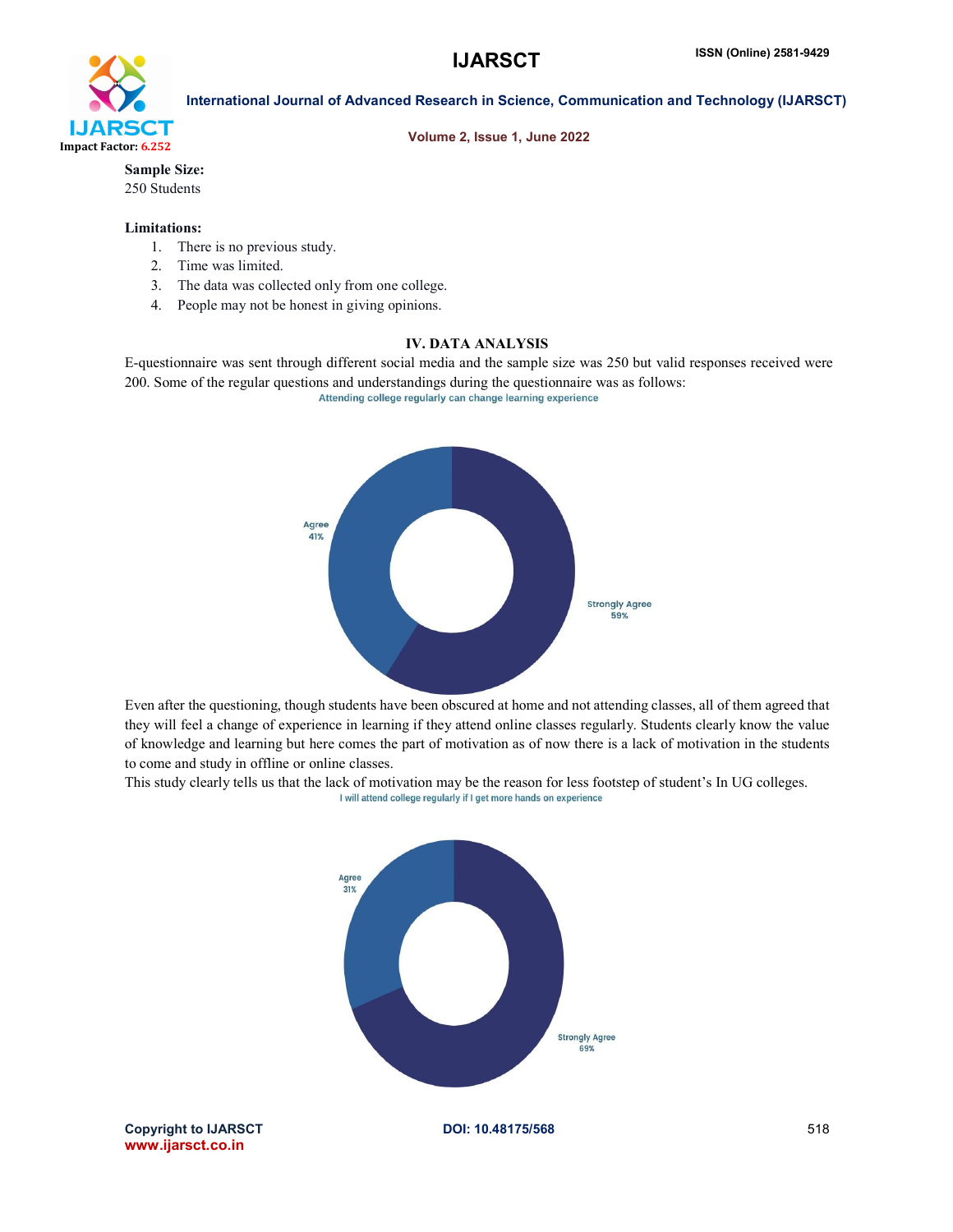**Sample Size:**
250 Students

**Limitations:**

1. There is no previous study.
2. Time was limited.
3. The data was collected only from one college.
4. People may not be honest in giving opinions.

## IV. DATA ANALYSIS

E-questionnaire was sent through different social media and the sample size was 250 but valid responses received were 200. Some of the regular questions and understandings during the questionnaire was as follows:

Attending college regularly can change learning experience

Agree 41%

Strongly Agree 59%

Even after the questioning, though students have been obscured at home and not attending classes, all of them agreed that they will feel a change of experience in learning if they attend online classes regularly. Students clearly know the value of knowledge and learning but here comes the part of motivation as of now there is a lack of motivation in the students to come and study in offline or online classes.

This study clearly tells us that the lack of motivation may be the reason for less footstep of student's In UG colleges.

I will attend college regularly if I get more hands on experience

Agree 31%

Strongly Agree 69%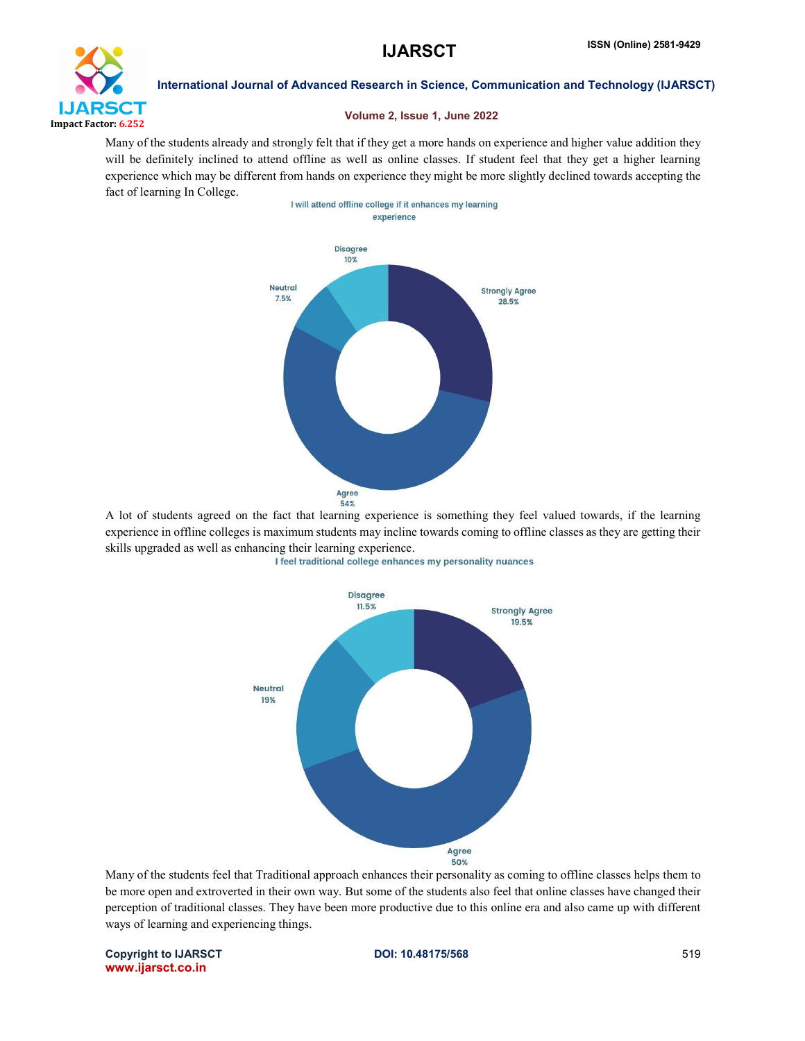Many of the students already and strongly felt that if they get a more hands on experience and higher value addition they will be definitely inclined to attend offline as well as online classes. If student feel that they get a higher learning experience which may be different from hands on experience they might be more slightly declined towards accepting the fact of learning In College.

I will attend offline college if it enhances my learning experience

| Response | Percentage |
|---|---|
| Strongly Agree | 28.5% |
| Agree | 54% |
| Neutral | 7.5% |
| Disagree | 10% |

A lot of students agreed on the fact that learning experience is something they feel valued towards, if the learning experience in offline colleges is maximum students may incline towards coming to offline classes as they are getting their skills upgraded as well as enhancing their learning experience.

I feel traditional college enhances my personality nuances

| Response | Percentage |
|---|---|
| Strongly Agree | 19.5% |
| Agree | 50% |
| Neutral | 19% |
| Disagree | 11.5% |

Many of the students feel that Traditional approach enhances their personality as coming to offline classes helps them to be more open and extroverted in their own way. But some of the students also feel that online classes have changed their perception of traditional classes. They have been more productive due to this online era and also came up with different ways of learning and experiencing things.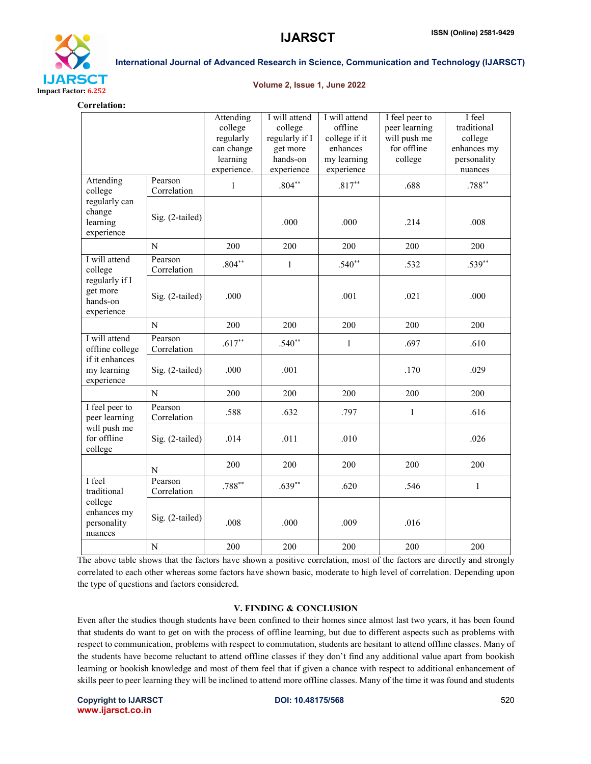**Correlation:**

| | | Attending college regularly can change learning experience. | I will attend college regularly if I get more hands-on experience | I will attend offline college if it enhances my learning experience | I feel peer to peer learning will push me for offline college | I feel traditional college enhances my personality nuances |
|---|---|---|---|---|---|---|
| Attending college regularly can change learning experience | Pearson Correlation | 1 | .804** | .817** | .688 | .788** |
| | Sig. (2-tailed) | | .000 | .000 | .214 | .008 |
| | N | 200 | 200 | 200 | 200 | 200 |
| I will attend college regularly if I get more hands-on experience | Pearson Correlation | .804** | 1 | .540** | .532 | .539** |
| | Sig. (2-tailed) | .000 | | .001 | .021 | .000 |
| | N | 200 | 200 | 200 | 200 | 200 |
| I will attend offline college if it enhances my learning experience | Pearson Correlation | .617** | .540** | 1 | .697 | .610 |
| | Sig. (2-tailed) | .000 | .001 | | .170 | .029 |
| | N | 200 | 200 | 200 | 200 | 200 |
| I feel peer to peer learning will push me for offline college | Pearson Correlation | .588 | .632 | .797 | 1 | .616 |
| | Sig. (2-tailed) | .014 | .011 | .010 | | .026 |
| | N | 200 | 200 | 200 | 200 | 200 |
| I feel traditional college enhances my personality nuances | Pearson Correlation | .788** | .639** | .620 | .546 | 1 |
| | Sig. (2-tailed) | .008 | .000 | .009 | .016 | |
| | N | 200 | 200 | 200 | 200 | 200 |

The above table shows that the factors have shown a positive correlation, most of the factors are directly and strongly correlated to each other whereas some factors have shown basic, moderate to high level of correlation. Depending upon the type of questions and factors considered.

## V. FINDING & CONCLUSION

Even after the studies though students have been confined to their homes since almost last two years, it has been found that students do want to get on with the process of offline learning, but due to different aspects such as problems with respect to communication, problems with respect to commutation, students are hesitant to attend offline classes. Many of the students have become reluctant to attend offline classes if they don't find any additional value apart from bookish learning or bookish knowledge and most of them feel that if given a chance with respect to additional enhancement of skills peer to peer learning they will be inclined to attend more offline classes. Many of the time it was found and students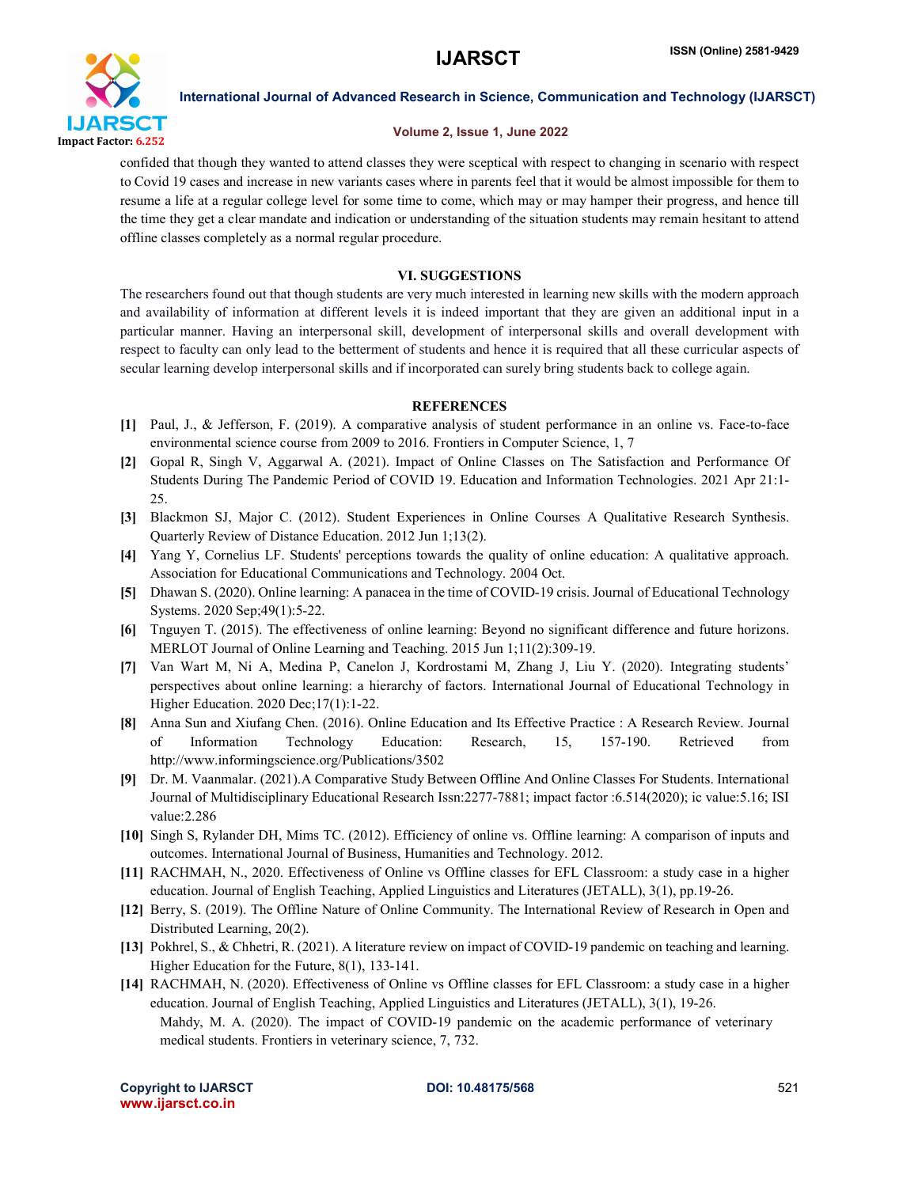confided that though they wanted to attend classes they were sceptical with respect to changing in scenario with respect to Covid 19 cases and increase in new variants cases where in parents feel that it would be almost impossible for them to resume a life at a regular college level for some time to come, which may or may hamper their progress, and hence till the time they get a clear mandate and indication or understanding of the situation students may remain hesitant to attend offline classes completely as a normal regular procedure.

## VI. SUGGESTIONS

The researchers found out that though students are very much interested in learning new skills with the modern approach and availability of information at different levels it is indeed important that they are given an additional input in a particular manner. Having an interpersonal skill, development of interpersonal skills and overall development with respect to faculty can only lead to the betterment of students and hence it is required that all these curricular aspects of secular learning develop interpersonal skills and if incorporated can surely bring students back to college again.

## REFERENCES

[1] Paul, J., & Jefferson, F. (2019). A comparative analysis of student performance in an online vs. Face-to-face environmental science course from 2009 to 2016. Frontiers in Computer Science, 1, 7

[2] Gopal R, Singh V, Aggarwal A. (2021). Impact of Online Classes on The Satisfaction and Performance Of Students During The Pandemic Period of COVID 19. Education and Information Technologies. 2021 Apr 21:1-25.

[3] Blackmon SJ, Major C. (2012). Student Experiences in Online Courses A Qualitative Research Synthesis. Quarterly Review of Distance Education. 2012 Jun 1;13(2).

[4] Yang Y, Cornelius LF. Students' perceptions towards the quality of online education: A qualitative approach. Association for Educational Communications and Technology. 2004 Oct.

[5] Dhawan S. (2020). Online learning: A panacea in the time of COVID-19 crisis. Journal of Educational Technology Systems. 2020 Sep;49(1):5-22.

[6] Tnguyen T. (2015). The effectiveness of online learning: Beyond no significant difference and future horizons. MERLOT Journal of Online Learning and Teaching. 2015 Jun 1;11(2):309-19.

[7] Van Wart M, Ni A, Medina P, Canelon J, Kordrostami M, Zhang J, Liu Y. (2020). Integrating students' perspectives about online learning: a hierarchy of factors. International Journal of Educational Technology in Higher Education. 2020 Dec;17(1):1-22.

[8] Anna Sun and Xiufang Chen. (2016). Online Education and Its Effective Practice : A Research Review. Journal of Information Technology Education: Research, 15, 157-190. Retrieved from http://www.informingscience.org/Publications/3502

[9] Dr. M. Vaanmalar. (2021).A Comparative Study Between Offline And Online Classes For Students. International Journal of Multidisciplinary Educational Research Issn:2277-7881; impact factor :6.514(2020); ic value:5.16; ISI value:2.286

[10] Singh S, Rylander DH, Mims TC. (2012). Efficiency of online vs. Offline learning: A comparison of inputs and outcomes. International Journal of Business, Humanities and Technology. 2012.

[11] RACHMAH, N., 2020. Effectiveness of Online vs Offline classes for EFL Classroom: a study case in a higher education. Journal of English Teaching, Applied Linguistics and Literatures (JETALL), 3(1), pp.19-26.

[12] Berry, S. (2019). The Offline Nature of Online Community. The International Review of Research in Open and Distributed Learning, 20(2).

[13] Pokhrel, S., & Chhetri, R. (2021). A literature review on impact of COVID-19 pandemic on teaching and learning. Higher Education for the Future, 8(1), 133-141.

[14] RACHMAH, N. (2020). Effectiveness of Online vs Offline classes for EFL Classroom: a study case in a higher education. Journal of English Teaching, Applied Linguistics and Literatures (JETALL), 3(1), 19-26.
Mahdy, M. A. (2020). The impact of COVID-19 pandemic on the academic performance of veterinary medical students. Frontiers in veterinary science, 7, 732.